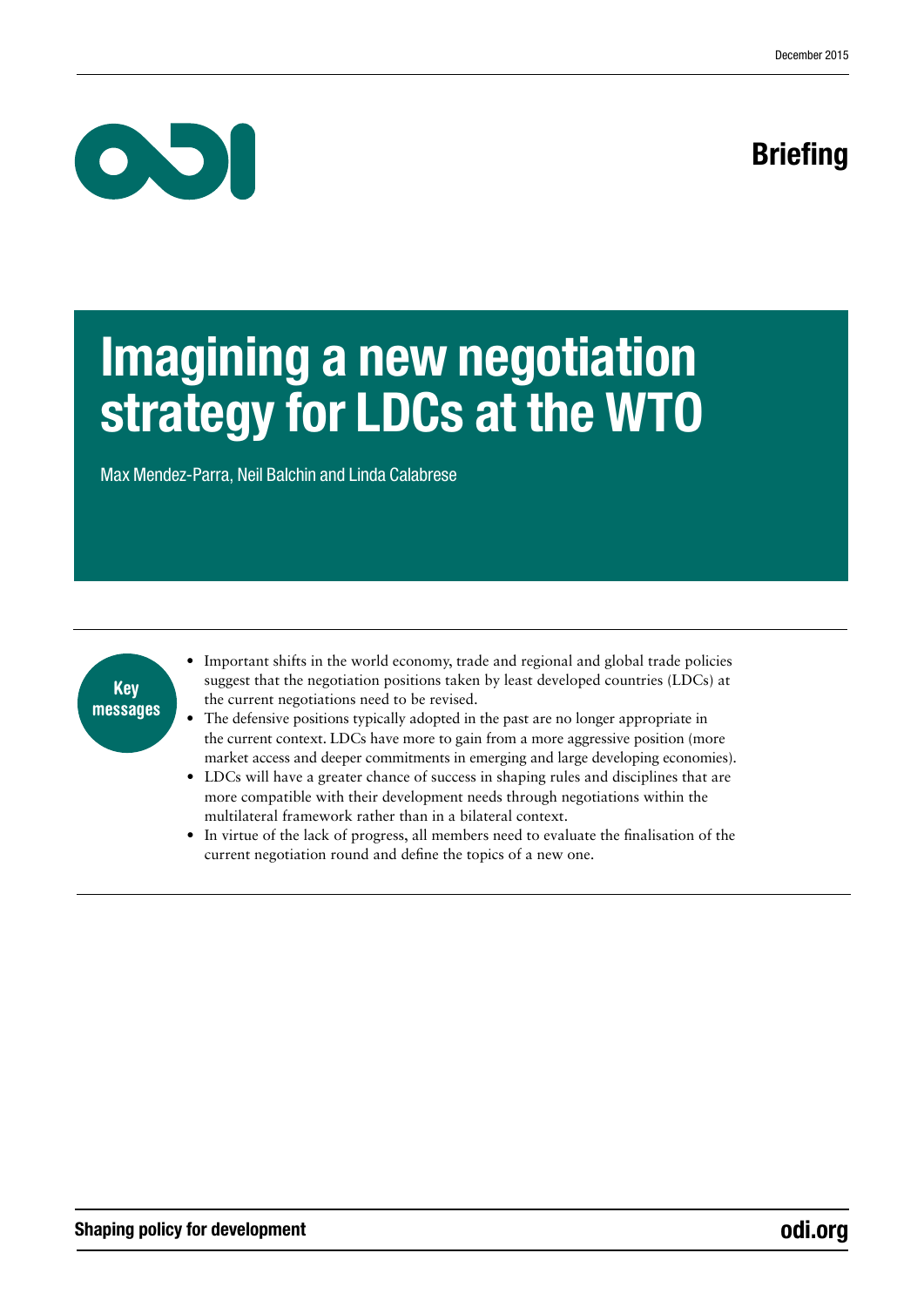December 2015

**Briefing**

# Imagining a new negotiation strategy for LDCs at the WTO

Max Mendez-Parra, Neil Balchin and Linda Calabrese

**Key messages**

- Important shifts in the world economy, trade and regional and global trade policies suggest that the negotiation positions taken by least developed countries (LDCs) at the current negotiations need to be revised.
- The defensive positions typically adopted in the past are no longer appropriate in the current context. LDCs have more to gain from a more aggressive position (more market access and deeper commitments in emerging and large developing economies).
- LDCs will have a greater chance of success in shaping rules and disciplines that are more compatible with their development needs through negotiations within the multilateral framework rather than in a bilateral context.
- In virtue of the lack of progress, all members need to evaluate the finalisation of the current negotiation round and define the topics of a new one.

**Shaping policy for development** **odi.org**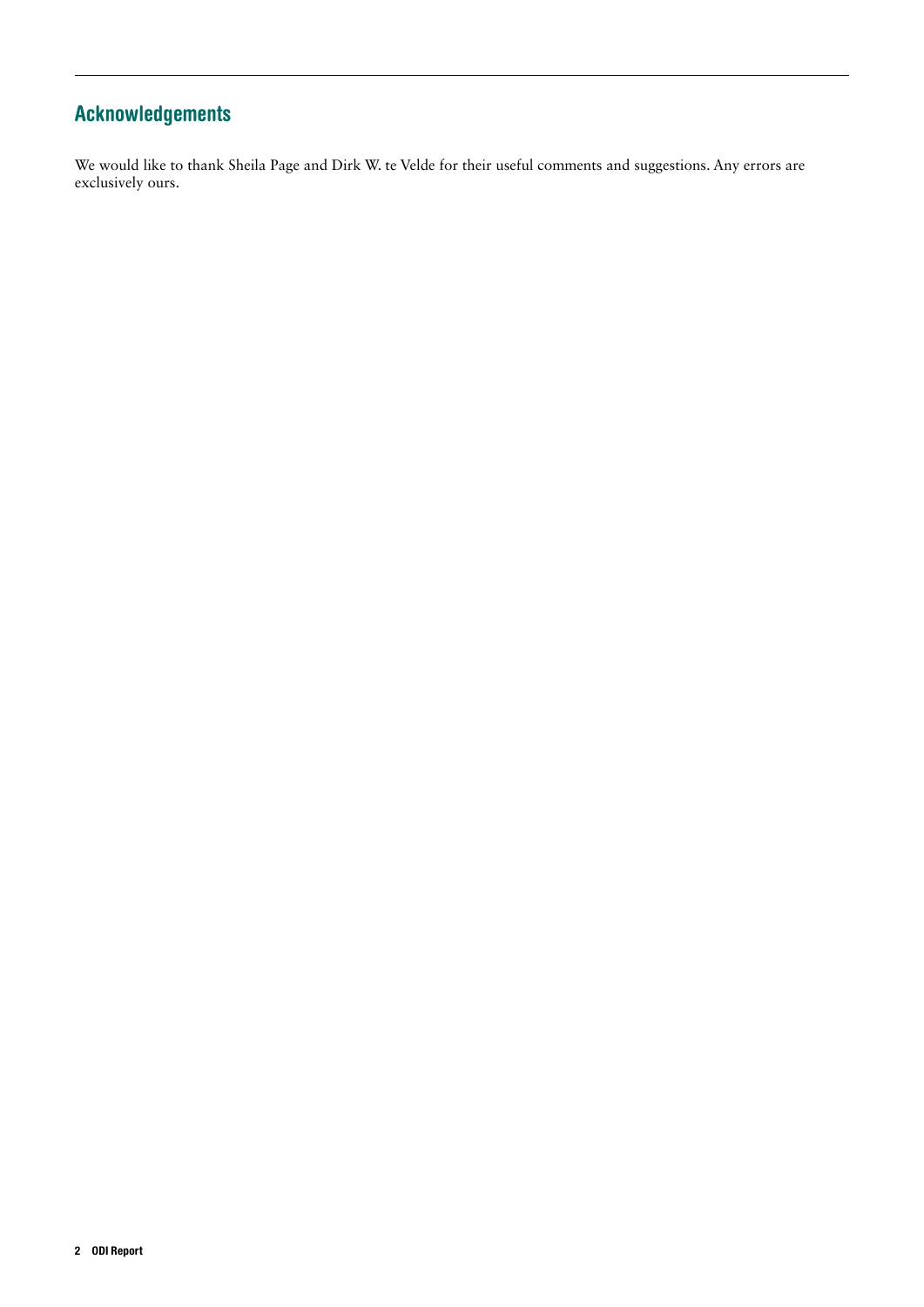## Acknowledgements

We would like to thank Sheila Page and Dirk W. te Velde for their useful comments and suggestions. Any errors are exclusively ours.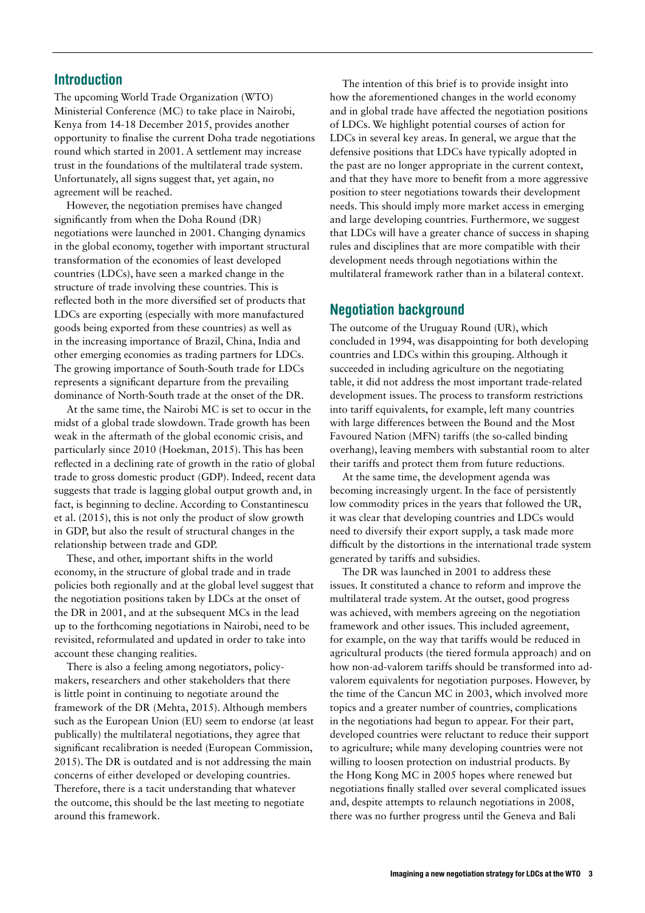## Introduction

The upcoming World Trade Organization (WTO) Ministerial Conference (MC) to take place in Nairobi, Kenya from 14-18 December 2015, provides another opportunity to finalise the current Doha trade negotiations round which started in 2001. A settlement may increase trust in the foundations of the multilateral trade system. Unfortunately, all signs suggest that, yet again, no agreement will be reached.

However, the negotiation premises have changed significantly from when the Doha Round (DR) negotiations were launched in 2001. Changing dynamics in the global economy, together with important structural transformation of the economies of least developed countries (LDCs), have seen a marked change in the structure of trade involving these countries. This is reflected both in the more diversified set of products that LDCs are exporting (especially with more manufactured goods being exported from these countries) as well as in the increasing importance of Brazil, China, India and other emerging economies as trading partners for LDCs. The growing importance of South-South trade for LDCs represents a significant departure from the prevailing dominance of North-South trade at the onset of the DR.

At the same time, the Nairobi MC is set to occur in the midst of a global trade slowdown. Trade growth has been weak in the aftermath of the global economic crisis, and particularly since 2010 (Hoekman, 2015). This has been reflected in a declining rate of growth in the ratio of global trade to gross domestic product (GDP). Indeed, recent data suggests that trade is lagging global output growth and, in fact, is beginning to decline. According to Constantinescu et al. (2015), this is not only the product of slow growth in GDP, but also the result of structural changes in the relationship between trade and GDP.

These, and other, important shifts in the world economy, in the structure of global trade and in trade policies both regionally and at the global level suggest that the negotiation positions taken by LDCs at the onset of the DR in 2001, and at the subsequent MCs in the lead up to the forthcoming negotiations in Nairobi, need to be revisited, reformulated and updated in order to take into account these changing realities.

There is also a feeling among negotiators, policy-makers, researchers and other stakeholders that there is little point in continuing to negotiate around the framework of the DR (Mehta, 2015). Although members such as the European Union (EU) seem to endorse (at least publically) the multilateral negotiations, they agree that significant recalibration is needed (European Commission, 2015). The DR is outdated and is not addressing the main concerns of either developed or developing countries. Therefore, there is a tacit understanding that whatever the outcome, this should be the last meeting to negotiate around this framework.

The intention of this brief is to provide insight into how the aforementioned changes in the world economy and in global trade have affected the negotiation positions of LDCs. We highlight potential courses of action for LDCs in several key areas. In general, we argue that the defensive positions that LDCs have typically adopted in the past are no longer appropriate in the current context, and that they have more to benefit from a more aggressive position to steer negotiations towards their development needs. This should imply more market access in emerging and large developing countries. Furthermore, we suggest that LDCs will have a greater chance of success in shaping rules and disciplines that are more compatible with their development needs through negotiations within the multilateral framework rather than in a bilateral context.

## Negotiation background

The outcome of the Uruguay Round (UR), which concluded in 1994, was disappointing for both developing countries and LDCs within this grouping. Although it succeeded in including agriculture on the negotiating table, it did not address the most important trade-related development issues. The process to transform restrictions into tariff equivalents, for example, left many countries with large differences between the Bound and the Most Favoured Nation (MFN) tariffs (the so-called binding overhang), leaving members with substantial room to alter their tariffs and protect them from future reductions.

At the same time, the development agenda was becoming increasingly urgent. In the face of persistently low commodity prices in the years that followed the UR, it was clear that developing countries and LDCs would need to diversify their export supply, a task made more difficult by the distortions in the international trade system generated by tariffs and subsidies.

The DR was launched in 2001 to address these issues. It constituted a chance to reform and improve the multilateral trade system. At the outset, good progress was achieved, with members agreeing on the negotiation framework and other issues. This included agreement, for example, on the way that tariffs would be reduced in agricultural products (the tiered formula approach) and on how non-ad-valorem tariffs should be transformed into ad-valorem equivalents for negotiation purposes. However, by the time of the Cancun MC in 2003, which involved more topics and a greater number of countries, complications in the negotiations had begun to appear. For their part, developed countries were reluctant to reduce their support to agriculture; while many developing countries were not willing to loosen protection on industrial products. By the Hong Kong MC in 2005 hopes where renewed but negotiations finally stalled over several complicated issues and, despite attempts to relaunch negotiations in 2008, there was no further progress until the Geneva and Bali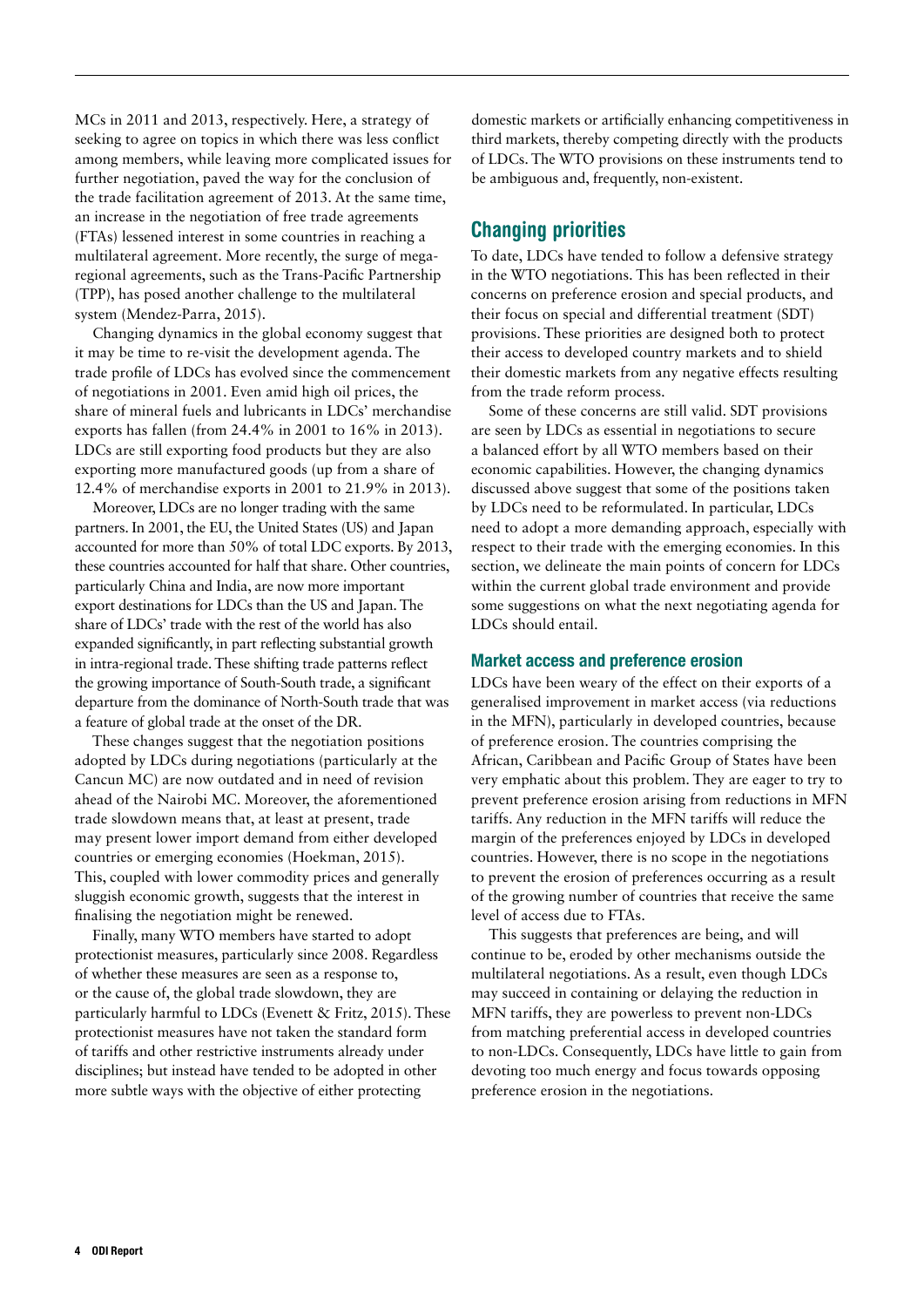MCs in 2011 and 2013, respectively. Here, a strategy of seeking to agree on topics in which there was less conflict among members, while leaving more complicated issues for further negotiation, paved the way for the conclusion of the trade facilitation agreement of 2013. At the same time, an increase in the negotiation of free trade agreements (FTAs) lessened interest in some countries in reaching a multilateral agreement. More recently, the surge of mega-regional agreements, such as the Trans-Pacific Partnership (TPP), has posed another challenge to the multilateral system (Mendez-Parra, 2015).

Changing dynamics in the global economy suggest that it may be time to re-visit the development agenda. The trade profile of LDCs has evolved since the commencement of negotiations in 2001. Even amid high oil prices, the share of mineral fuels and lubricants in LDCs' merchandise exports has fallen (from 24.4% in 2001 to 16% in 2013). LDCs are still exporting food products but they are also exporting more manufactured goods (up from a share of 12.4% of merchandise exports in 2001 to 21.9% in 2013).

Moreover, LDCs are no longer trading with the same partners. In 2001, the EU, the United States (US) and Japan accounted for more than 50% of total LDC exports. By 2013, these countries accounted for half that share. Other countries, particularly China and India, are now more important export destinations for LDCs than the US and Japan. The share of LDCs' trade with the rest of the world has also expanded significantly, in part reflecting substantial growth in intra-regional trade. These shifting trade patterns reflect the growing importance of South-South trade, a significant departure from the dominance of North-South trade that was a feature of global trade at the onset of the DR.

These changes suggest that the negotiation positions adopted by LDCs during negotiations (particularly at the Cancun MC) are now outdated and in need of revision ahead of the Nairobi MC. Moreover, the aforementioned trade slowdown means that, at least at present, trade may present lower import demand from either developed countries or emerging economies (Hoekman, 2015). This, coupled with lower commodity prices and generally sluggish economic growth, suggests that the interest in finalising the negotiation might be renewed.

Finally, many WTO members have started to adopt protectionist measures, particularly since 2008. Regardless of whether these measures are seen as a response to, or the cause of, the global trade slowdown, they are particularly harmful to LDCs (Evenett & Fritz, 2015). These protectionist measures have not taken the standard form of tariffs and other restrictive instruments already under disciplines; but instead have tended to be adopted in other more subtle ways with the objective of either protecting domestic markets or artificially enhancing competitiveness in third markets, thereby competing directly with the products of LDCs. The WTO provisions on these instruments tend to be ambiguous and, frequently, non-existent.

## Changing priorities

To date, LDCs have tended to follow a defensive strategy in the WTO negotiations. This has been reflected in their concerns on preference erosion and special products, and their focus on special and differential treatment (SDT) provisions. These priorities are designed both to protect their access to developed country markets and to shield their domestic markets from any negative effects resulting from the trade reform process.

Some of these concerns are still valid. SDT provisions are seen by LDCs as essential in negotiations to secure a balanced effort by all WTO members based on their economic capabilities. However, the changing dynamics discussed above suggest that some of the positions taken by LDCs need to be reformulated. In particular, LDCs need to adopt a more demanding approach, especially with respect to their trade with the emerging economies. In this section, we delineate the main points of concern for LDCs within the current global trade environment and provide some suggestions on what the next negotiating agenda for LDCs should entail.

### Market access and preference erosion

LDCs have been weary of the effect on their exports of a generalised improvement in market access (via reductions in the MFN), particularly in developed countries, because of preference erosion. The countries comprising the African, Caribbean and Pacific Group of States have been very emphatic about this problem. They are eager to try to prevent preference erosion arising from reductions in MFN tariffs. Any reduction in the MFN tariffs will reduce the margin of the preferences enjoyed by LDCs in developed countries. However, there is no scope in the negotiations to prevent the erosion of preferences occurring as a result of the growing number of countries that receive the same level of access due to FTAs.

This suggests that preferences are being, and will continue to be, eroded by other mechanisms outside the multilateral negotiations. As a result, even though LDCs may succeed in containing or delaying the reduction in MFN tariffs, they are powerless to prevent non-LDCs from matching preferential access in developed countries to non-LDCs. Consequently, LDCs have little to gain from devoting too much energy and focus towards opposing preference erosion in the negotiations.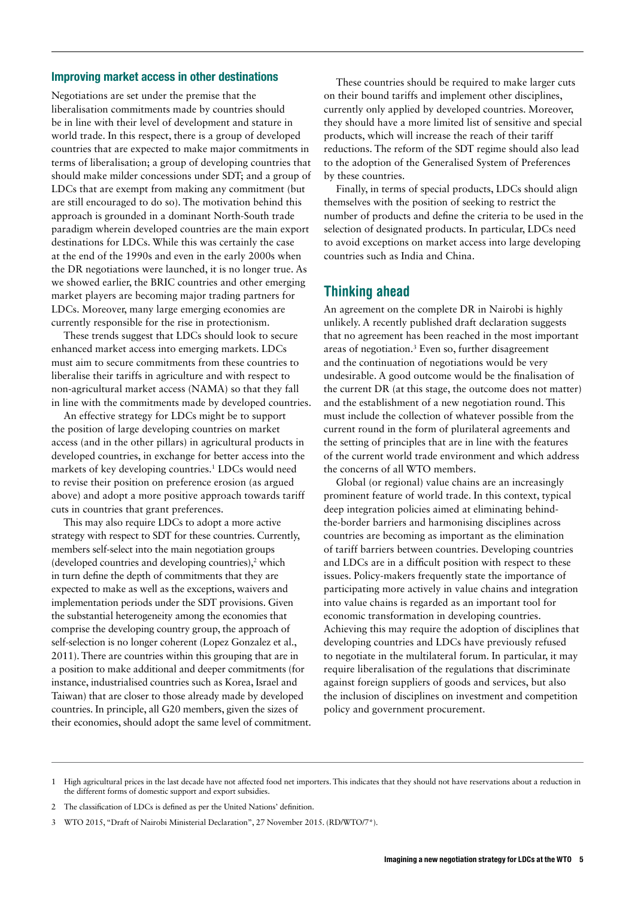## Improving market access in other destinations

Negotiations are set under the premise that the liberalisation commitments made by countries should be in line with their level of development and stature in world trade. In this respect, there is a group of developed countries that are expected to make major commitments in terms of liberalisation; a group of developing countries that should make milder concessions under SDT; and a group of LDCs that are exempt from making any commitment (but are still encouraged to do so). The motivation behind this approach is grounded in a dominant North-South trade paradigm wherein developed countries are the main export destinations for LDCs. While this was certainly the case at the end of the 1990s and even in the early 2000s when the DR negotiations were launched, it is no longer true. As we showed earlier, the BRIC countries and other emerging market players are becoming major trading partners for LDCs. Moreover, many large emerging economies are currently responsible for the rise in protectionism.

These trends suggest that LDCs should look to secure enhanced market access into emerging markets. LDCs must aim to secure commitments from these countries to liberalise their tariffs in agriculture and with respect to non-agricultural market access (NAMA) so that they fall in line with the commitments made by developed countries.

An effective strategy for LDCs might be to support the position of large developing countries on market access (and in the other pillars) in agricultural products in developed countries, in exchange for better access into the markets of key developing countries.[1] LDCs would need to revise their position on preference erosion (as argued above) and adopt a more positive approach towards tariff cuts in countries that grant preferences.

This may also require LDCs to adopt a more active strategy with respect to SDT for these countries. Currently, members self-select into the main negotiation groups (developed countries and developing countries),[2] which in turn define the depth of commitments that they are expected to make as well as the exceptions, waivers and implementation periods under the SDT provisions. Given the substantial heterogeneity among the economies that comprise the developing country group, the approach of self-selection is no longer coherent (Lopez Gonzalez et al., 2011). There are countries within this grouping that are in a position to make additional and deeper commitments (for instance, industrialised countries such as Korea, Israel and Taiwan) that are closer to those already made by developed countries. In principle, all G20 members, given the sizes of their economies, should adopt the same level of commitment.

These countries should be required to make larger cuts on their bound tariffs and implement other disciplines, currently only applied by developed countries. Moreover, they should have a more limited list of sensitive and special products, which will increase the reach of their tariff reductions. The reform of the SDT regime should also lead to the adoption of the Generalised System of Preferences by these countries.

Finally, in terms of special products, LDCs should align themselves with the position of seeking to restrict the number of products and define the criteria to be used in the selection of designated products. In particular, LDCs need to avoid exceptions on market access into large developing countries such as India and China.

## Thinking ahead

An agreement on the complete DR in Nairobi is highly unlikely. A recently published draft declaration suggests that no agreement has been reached in the most important areas of negotiation.[3] Even so, further disagreement and the continuation of negotiations would be very undesirable. A good outcome would be the finalisation of the current DR (at this stage, the outcome does not matter) and the establishment of a new negotiation round. This must include the collection of whatever possible from the current round in the form of plurilateral agreements and the setting of principles that are in line with the features of the current world trade environment and which address the concerns of all WTO members.

Global (or regional) value chains are an increasingly prominent feature of world trade. In this context, typical deep integration policies aimed at eliminating behind-the-border barriers and harmonising disciplines across countries are becoming as important as the elimination of tariff barriers between countries. Developing countries and LDCs are in a difficult position with respect to these issues. Policy-makers frequently state the importance of participating more actively in value chains and integration into value chains is regarded as an important tool for economic transformation in developing countries. Achieving this may require the adoption of disciplines that developing countries and LDCs have previously refused to negotiate in the multilateral forum. In particular, it may require liberalisation of the regulations that discriminate against foreign suppliers of goods and services, but also the inclusion of disciplines on investment and competition policy and government procurement.

---

1 High agricultural prices in the last decade have not affected food net importers. This indicates that they should not have reservations about a reduction in the different forms of domestic support and export subsidies.

2 The classification of LDCs is defined as per the United Nations' definition.

3 WTO 2015, "Draft of Nairobi Ministerial Declaration", 27 November 2015. (RD/WTO/7*).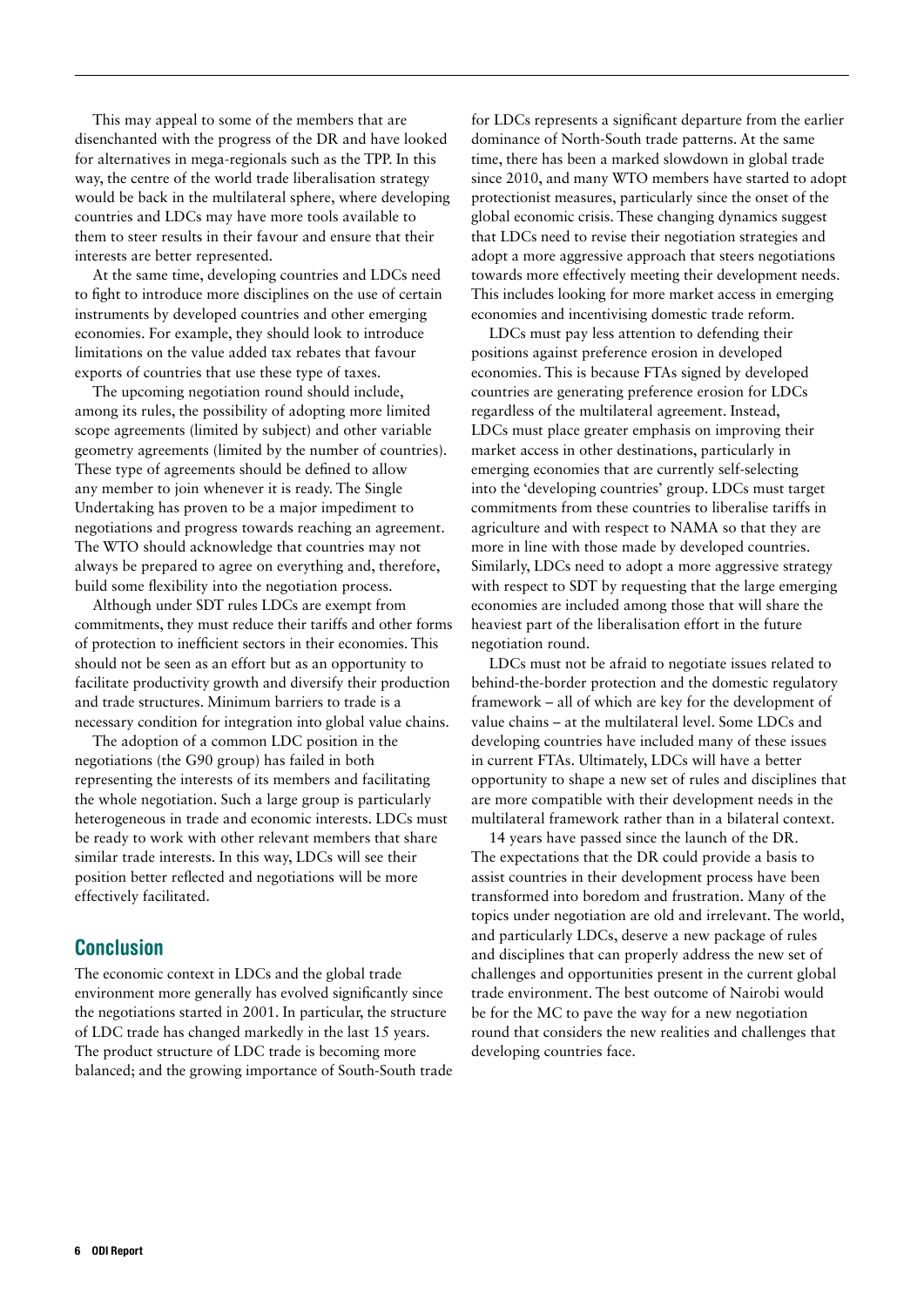This may appeal to some of the members that are disenchanted with the progress of the DR and have looked for alternatives in mega-regionals such as the TPP. In this way, the centre of the world trade liberalisation strategy would be back in the multilateral sphere, where developing countries and LDCs may have more tools available to them to steer results in their favour and ensure that their interests are better represented.

At the same time, developing countries and LDCs need to fight to introduce more disciplines on the use of certain instruments by developed countries and other emerging economies. For example, they should look to introduce limitations on the value added tax rebates that favour exports of countries that use these type of taxes.

The upcoming negotiation round should include, among its rules, the possibility of adopting more limited scope agreements (limited by subject) and other variable geometry agreements (limited by the number of countries). These type of agreements should be defined to allow any member to join whenever it is ready. The Single Undertaking has proven to be a major impediment to negotiations and progress towards reaching an agreement. The WTO should acknowledge that countries may not always be prepared to agree on everything and, therefore, build some flexibility into the negotiation process.

Although under SDT rules LDCs are exempt from commitments, they must reduce their tariffs and other forms of protection to inefficient sectors in their economies. This should not be seen as an effort but as an opportunity to facilitate productivity growth and diversify their production and trade structures. Minimum barriers to trade is a necessary condition for integration into global value chains.

The adoption of a common LDC position in the negotiations (the G90 group) has failed in both representing the interests of its members and facilitating the whole negotiation. Such a large group is particularly heterogeneous in trade and economic interests. LDCs must be ready to work with other relevant members that share similar trade interests. In this way, LDCs will see their position better reflected and negotiations will be more effectively facilitated.

## Conclusion

The economic context in LDCs and the global trade environment more generally has evolved significantly since the negotiations started in 2001. In particular, the structure of LDC trade has changed markedly in the last 15 years. The product structure of LDC trade is becoming more balanced; and the growing importance of South-South trade for LDCs represents a significant departure from the earlier dominance of North-South trade patterns. At the same time, there has been a marked slowdown in global trade since 2010, and many WTO members have started to adopt protectionist measures, particularly since the onset of the global economic crisis. These changing dynamics suggest that LDCs need to revise their negotiation strategies and adopt a more aggressive approach that steers negotiations towards more effectively meeting their development needs. This includes looking for more market access in emerging economies and incentivising domestic trade reform.

LDCs must pay less attention to defending their positions against preference erosion in developed economies. This is because FTAs signed by developed countries are generating preference erosion for LDCs regardless of the multilateral agreement. Instead, LDCs must place greater emphasis on improving their market access in other destinations, particularly in emerging economies that are currently self-selecting into the 'developing countries' group. LDCs must target commitments from these countries to liberalise tariffs in agriculture and with respect to NAMA so that they are more in line with those made by developed countries. Similarly, LDCs need to adopt a more aggressive strategy with respect to SDT by requesting that the large emerging economies are included among those that will share the heaviest part of the liberalisation effort in the future negotiation round.

LDCs must not be afraid to negotiate issues related to behind-the-border protection and the domestic regulatory framework – all of which are key for the development of value chains – at the multilateral level. Some LDCs and developing countries have included many of these issues in current FTAs. Ultimately, LDCs will have a better opportunity to shape a new set of rules and disciplines that are more compatible with their development needs in the multilateral framework rather than in a bilateral context.

14 years have passed since the launch of the DR. The expectations that the DR could provide a basis to assist countries in their development process have been transformed into boredom and frustration. Many of the topics under negotiation are old and irrelevant. The world, and particularly LDCs, deserve a new package of rules and disciplines that can properly address the new set of challenges and opportunities present in the current global trade environment. The best outcome of Nairobi would be for the MC to pave the way for a new negotiation round that considers the new realities and challenges that developing countries face.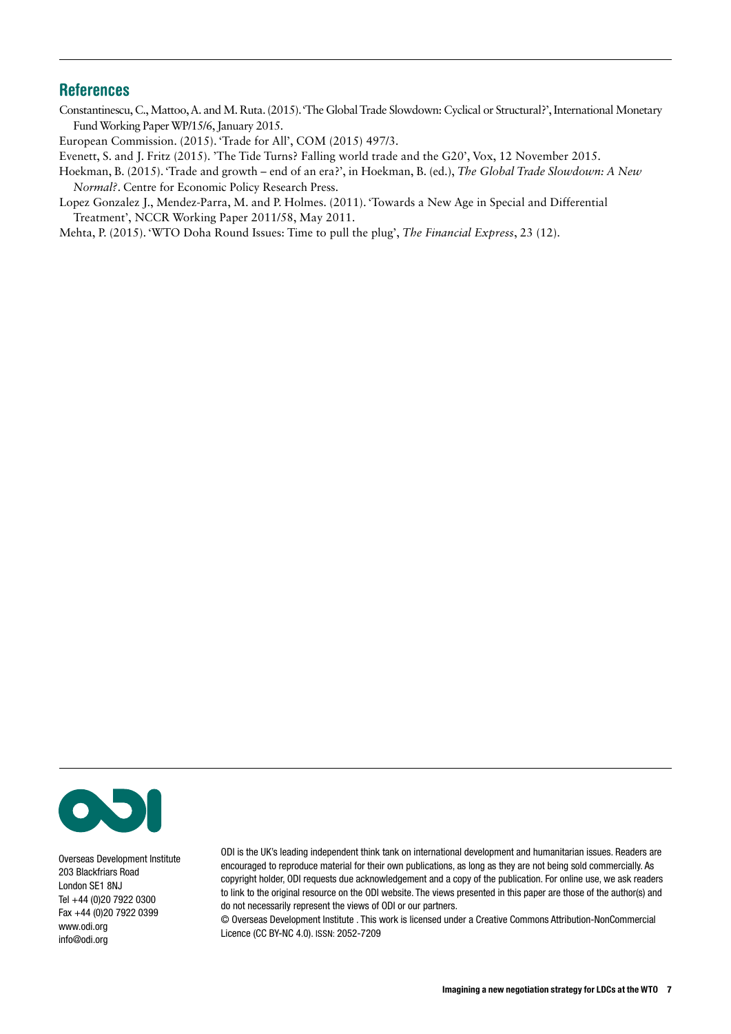## References

Constantinescu, C., Mattoo, A. and M. Ruta. (2015). 'The Global Trade Slowdown: Cyclical or Structural?', International Monetary Fund Working Paper WP/15/6, January 2015.

European Commission. (2015). 'Trade for All', COM (2015) 497/3.

Evenett, S. and J. Fritz (2015). 'The Tide Turns? Falling world trade and the G20', Vox, 12 November 2015.

Hoekman, B. (2015). 'Trade and growth – end of an era?', in Hoekman, B. (ed.), *The Global Trade Slowdown: A New Normal?*. Centre for Economic Policy Research Press.

Lopez Gonzalez J., Mendez-Parra, M. and P. Holmes. (2011). 'Towards a New Age in Special and Differential Treatment', NCCR Working Paper 2011/58, May 2011.

Mehta, P. (2015). 'WTO Doha Round Issues: Time to pull the plug', *The Financial Express*, 23 (12).

Overseas Development Institute
203 Blackfriars Road
London SE1 8NJ
Tel +44 (0)20 7922 0300
Fax +44 (0)20 7922 0399
www.odi.org
info@odi.org

ODI is the UK's leading independent think tank on international development and humanitarian issues. Readers are encouraged to reproduce material for their own publications, as long as they are not being sold commercially. As copyright holder, ODI requests due acknowledgement and a copy of the publication. For online use, we ask readers to link to the original resource on the ODI website. The views presented in this paper are those of the author(s) and do not necessarily represent the views of ODI or our partners.

© Overseas Development Institute . This work is licensed under a Creative Commons Attribution-NonCommercial Licence (CC BY-NC 4.0). ISSN: 2052-7209